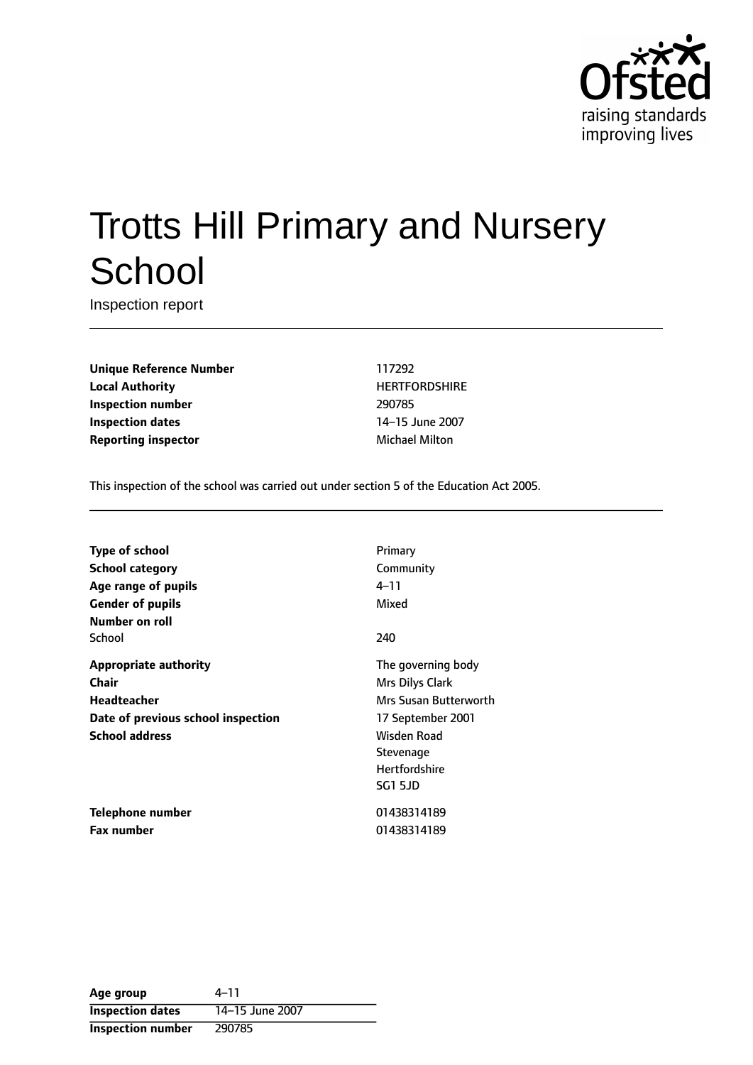# Trotts Hill Primary and Nursery School

Inspection report

| | |
|---|---|
| **Unique Reference Number** | 117292 |
| **Local Authority** | HERTFORDSHIRE |
| **Inspection number** | 290785 |
| **Inspection dates** | 14–15 June 2007 |
| **Reporting inspector** | Michael Milton |

This inspection of the school was carried out under section 5 of the Education Act 2005.

| | |
|---|---|
| **Type of school** | Primary |
| **School category** | Community |
| **Age range of pupils** | 4–11 |
| **Gender of pupils** | Mixed |
| **Number on roll** | |
| School | 240 |
| **Appropriate authority** | The governing body |
| **Chair** | Mrs Dilys Clark |
| **Headteacher** | Mrs Susan Butterworth |
| **Date of previous school inspection** | 17 September 2001 |
| **School address** | Wisden Road<br>Stevenage<br>Hertfordshire<br>SG1 5JD |
| **Telephone number** | 01438314189 |
| **Fax number** | 01438314189 |

| | |
|---|---|
| **Age group** | 4–11 |
| **Inspection dates** | 14–15 June 2007 |
| **Inspection number** | 290785 |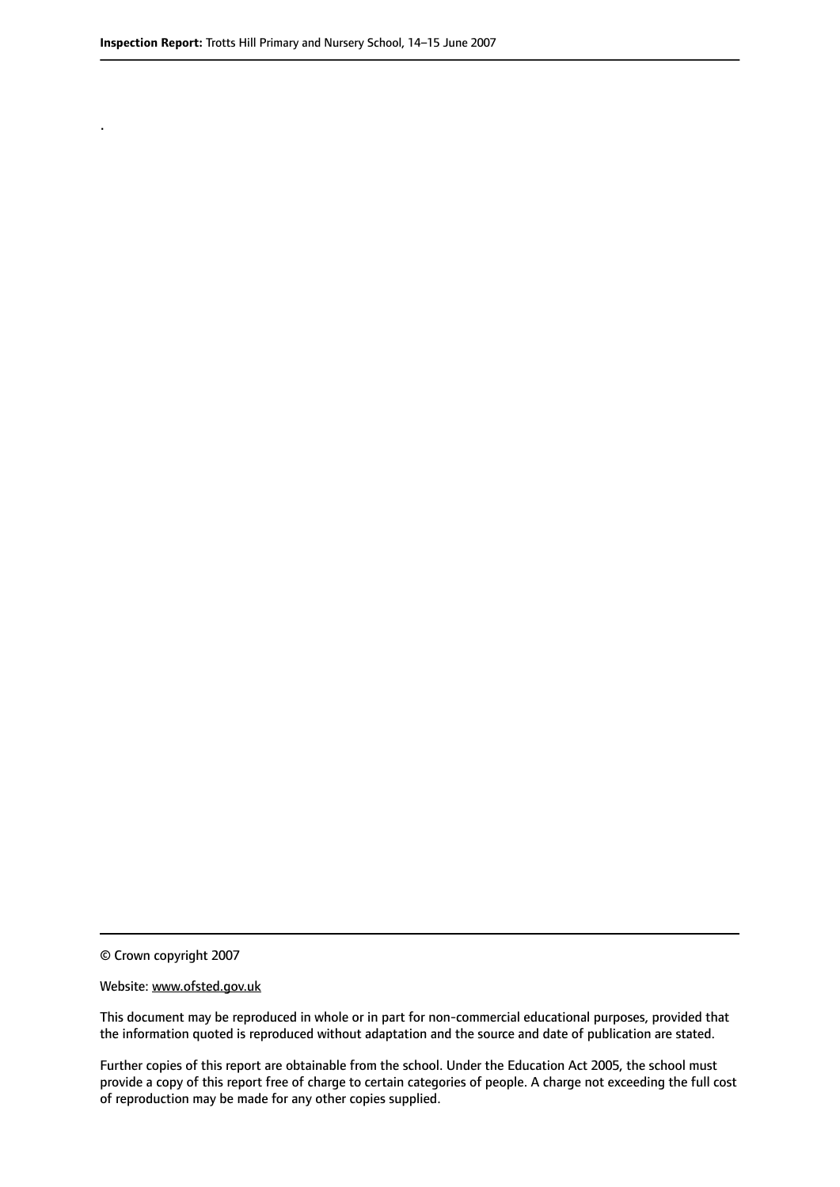.

© Crown copyright 2007

Website: www.ofsted.gov.uk

This document may be reproduced in whole or in part for non-commercial educational purposes, provided that the information quoted is reproduced without adaptation and the source and date of publication are stated.

Further copies of this report are obtainable from the school. Under the Education Act 2005, the school must provide a copy of this report free of charge to certain categories of people. A charge not exceeding the full cost of reproduction may be made for any other copies supplied.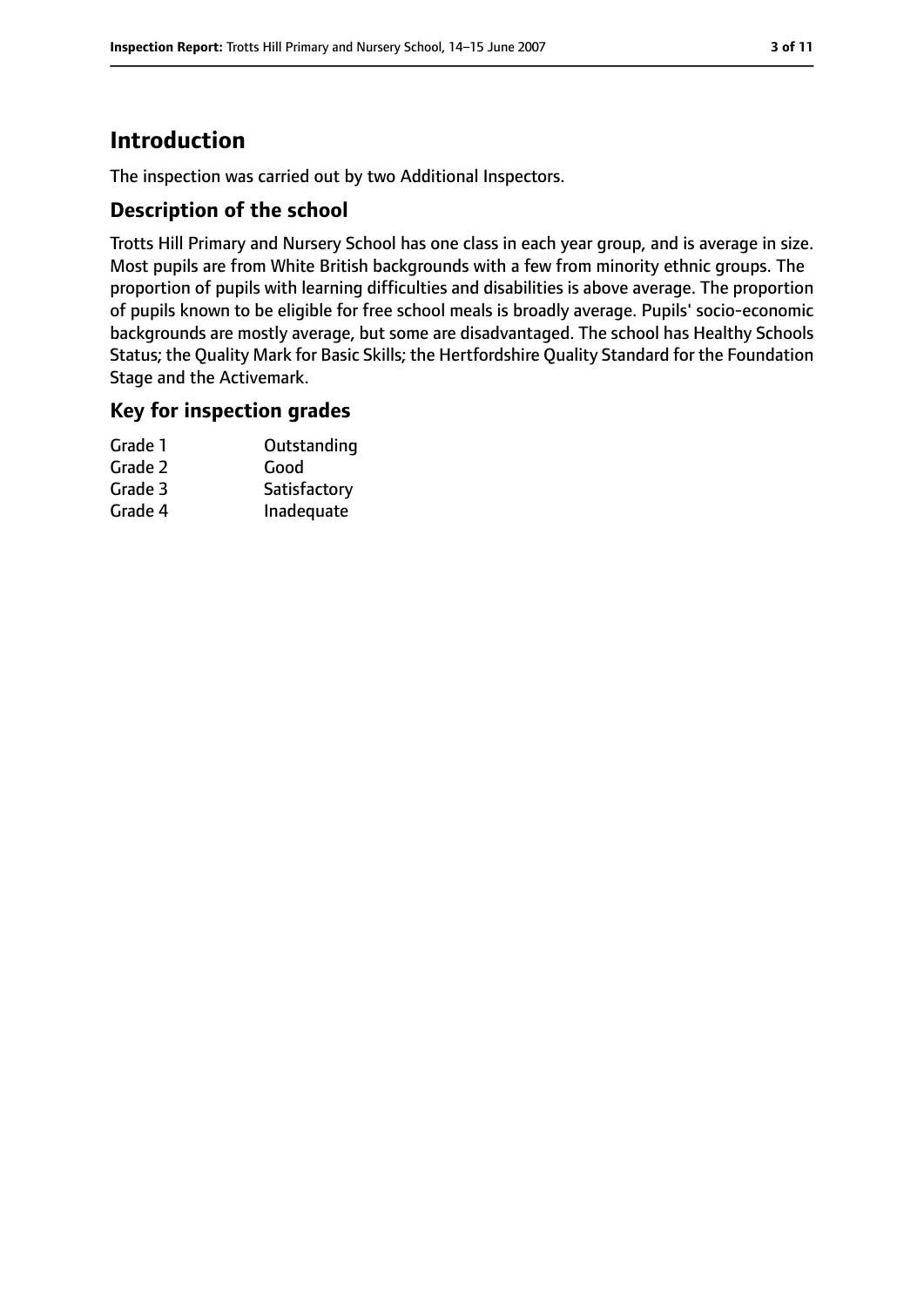# Introduction

The inspection was carried out by two Additional Inspectors.

## Description of the school

Trotts Hill Primary and Nursery School has one class in each year group, and is average in size. Most pupils are from White British backgrounds with a few from minority ethnic groups. The proportion of pupils with learning difficulties and disabilities is above average. The proportion of pupils known to be eligible for free school meals is broadly average. Pupils' socio-economic backgrounds are mostly average, but some are disadvantaged. The school has Healthy Schools Status; the Quality Mark for Basic Skills; the Hertfordshire Quality Standard for the Foundation Stage and the Activemark.

## Key for inspection grades

| | |
|---|---|
| Grade 1 | Outstanding |
| Grade 2 | Good |
| Grade 3 | Satisfactory |
| Grade 4 | Inadequate |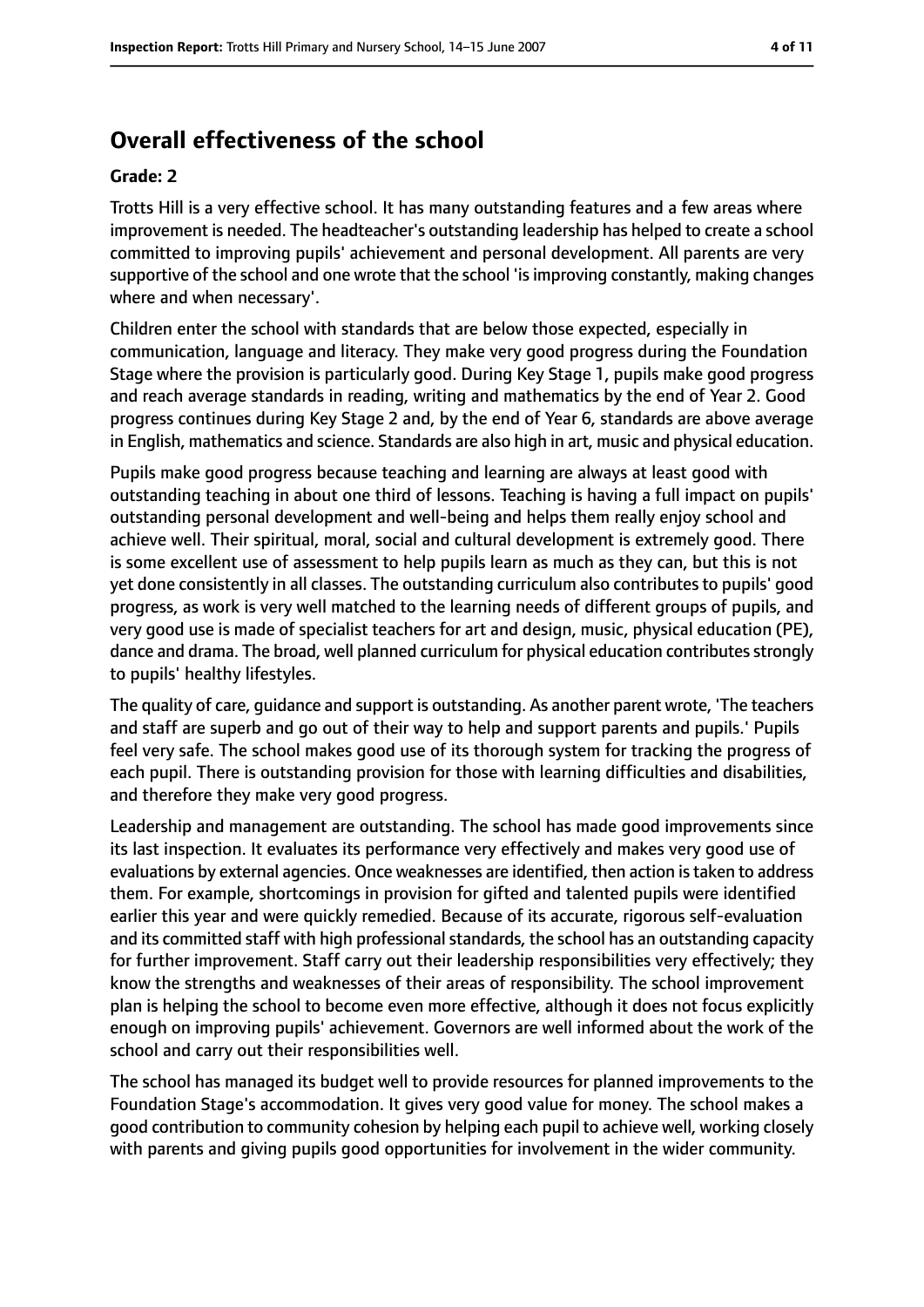## Overall effectiveness of the school

### Grade: 2

Trotts Hill is a very effective school. It has many outstanding features and a few areas where improvement is needed. The headteacher's outstanding leadership has helped to create a school committed to improving pupils' achievement and personal development. All parents are very supportive of the school and one wrote that the school 'is improving constantly, making changes where and when necessary'.

Children enter the school with standards that are below those expected, especially in communication, language and literacy. They make very good progress during the Foundation Stage where the provision is particularly good. During Key Stage 1, pupils make good progress and reach average standards in reading, writing and mathematics by the end of Year 2. Good progress continues during Key Stage 2 and, by the end of Year 6, standards are above average in English, mathematics and science. Standards are also high in art, music and physical education.

Pupils make good progress because teaching and learning are always at least good with outstanding teaching in about one third of lessons. Teaching is having a full impact on pupils' outstanding personal development and well-being and helps them really enjoy school and achieve well. Their spiritual, moral, social and cultural development is extremely good. There is some excellent use of assessment to help pupils learn as much as they can, but this is not yet done consistently in all classes. The outstanding curriculum also contributes to pupils' good progress, as work is very well matched to the learning needs of different groups of pupils, and very good use is made of specialist teachers for art and design, music, physical education (PE), dance and drama. The broad, well planned curriculum for physical education contributes strongly to pupils' healthy lifestyles.

The quality of care, guidance and support is outstanding. As another parent wrote, 'The teachers and staff are superb and go out of their way to help and support parents and pupils.' Pupils feel very safe. The school makes good use of its thorough system for tracking the progress of each pupil. There is outstanding provision for those with learning difficulties and disabilities, and therefore they make very good progress.

Leadership and management are outstanding. The school has made good improvements since its last inspection. It evaluates its performance very effectively and makes very good use of evaluations by external agencies. Once weaknesses are identified, then action is taken to address them. For example, shortcomings in provision for gifted and talented pupils were identified earlier this year and were quickly remedied. Because of its accurate, rigorous self-evaluation and its committed staff with high professional standards, the school has an outstanding capacity for further improvement. Staff carry out their leadership responsibilities very effectively; they know the strengths and weaknesses of their areas of responsibility. The school improvement plan is helping the school to become even more effective, although it does not focus explicitly enough on improving pupils' achievement. Governors are well informed about the work of the school and carry out their responsibilities well.

The school has managed its budget well to provide resources for planned improvements to the Foundation Stage's accommodation. It gives very good value for money. The school makes a good contribution to community cohesion by helping each pupil to achieve well, working closely with parents and giving pupils good opportunities for involvement in the wider community.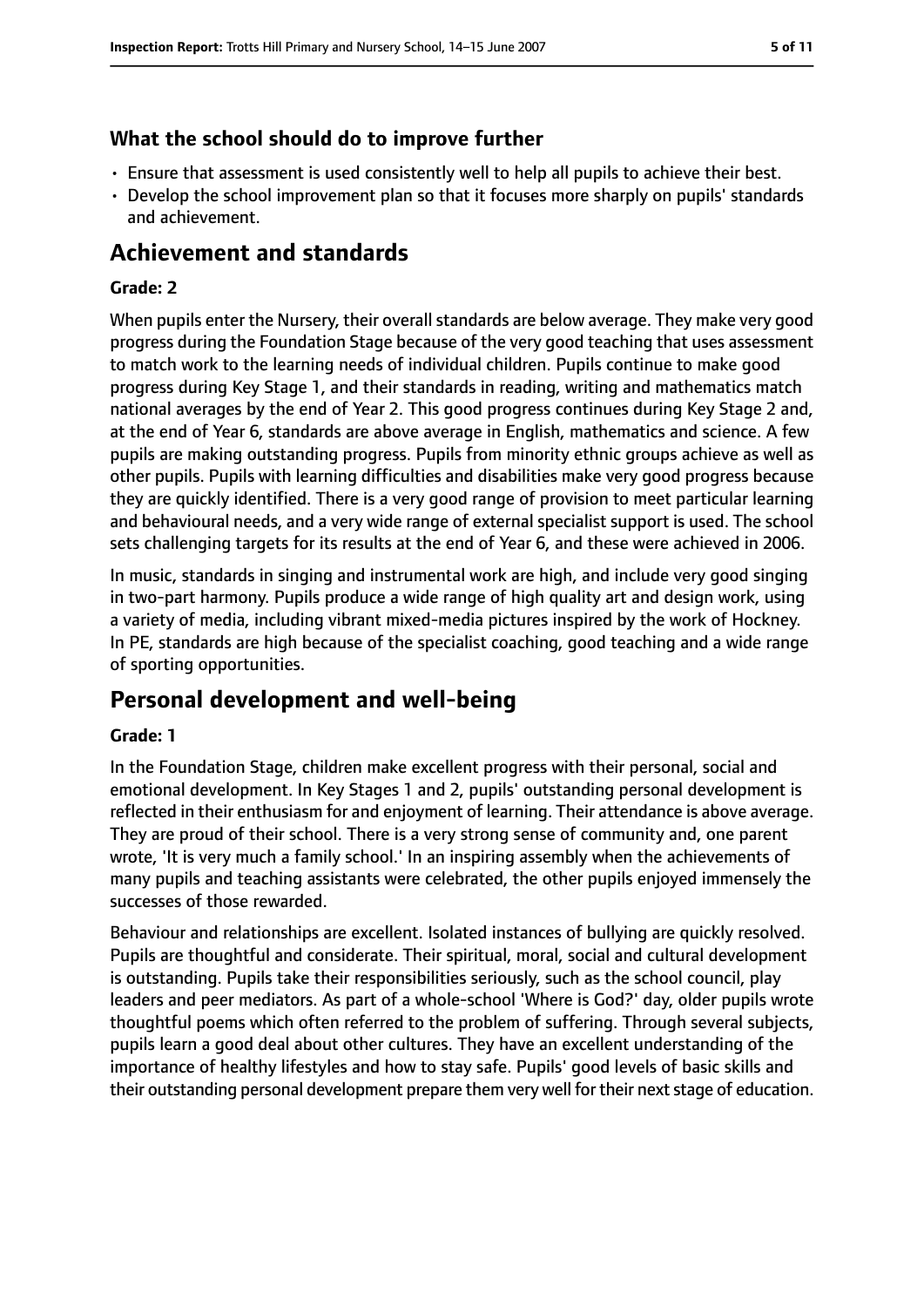### What the school should do to improve further

- Ensure that assessment is used consistently well to help all pupils to achieve their best.
- Develop the school improvement plan so that it focuses more sharply on pupils' standards and achievement.

## Achievement and standards

#### Grade: 2

When pupils enter the Nursery, their overall standards are below average. They make very good progress during the Foundation Stage because of the very good teaching that uses assessment to match work to the learning needs of individual children. Pupils continue to make good progress during Key Stage 1, and their standards in reading, writing and mathematics match national averages by the end of Year 2. This good progress continues during Key Stage 2 and, at the end of Year 6, standards are above average in English, mathematics and science. A few pupils are making outstanding progress. Pupils from minority ethnic groups achieve as well as other pupils. Pupils with learning difficulties and disabilities make very good progress because they are quickly identified. There is a very good range of provision to meet particular learning and behavioural needs, and a very wide range of external specialist support is used. The school sets challenging targets for its results at the end of Year 6, and these were achieved in 2006.

In music, standards in singing and instrumental work are high, and include very good singing in two-part harmony. Pupils produce a wide range of high quality art and design work, using a variety of media, including vibrant mixed-media pictures inspired by the work of Hockney. In PE, standards are high because of the specialist coaching, good teaching and a wide range of sporting opportunities.

## Personal development and well-being

#### Grade: 1

In the Foundation Stage, children make excellent progress with their personal, social and emotional development. In Key Stages 1 and 2, pupils' outstanding personal development is reflected in their enthusiasm for and enjoyment of learning. Their attendance is above average. They are proud of their school. There is a very strong sense of community and, one parent wrote, 'It is very much a family school.' In an inspiring assembly when the achievements of many pupils and teaching assistants were celebrated, the other pupils enjoyed immensely the successes of those rewarded.

Behaviour and relationships are excellent. Isolated instances of bullying are quickly resolved. Pupils are thoughtful and considerate. Their spiritual, moral, social and cultural development is outstanding. Pupils take their responsibilities seriously, such as the school council, play leaders and peer mediators. As part of a whole-school 'Where is God?' day, older pupils wrote thoughtful poems which often referred to the problem of suffering. Through several subjects, pupils learn a good deal about other cultures. They have an excellent understanding of the importance of healthy lifestyles and how to stay safe. Pupils' good levels of basic skills and their outstanding personal development prepare them very well for their next stage of education.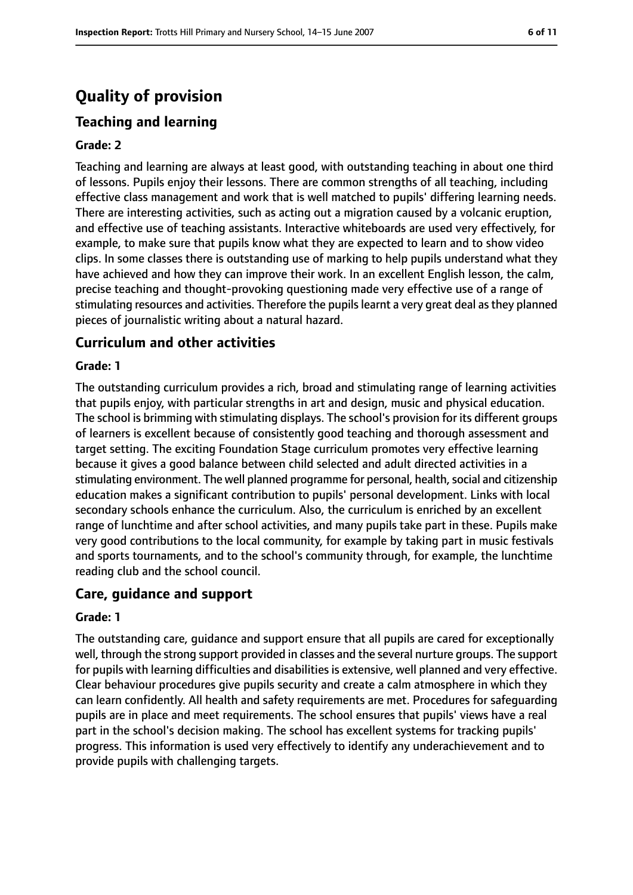# Quality of provision

## Teaching and learning

### Grade: 2

Teaching and learning are always at least good, with outstanding teaching in about one third of lessons. Pupils enjoy their lessons. There are common strengths of all teaching, including effective class management and work that is well matched to pupils' differing learning needs. There are interesting activities, such as acting out a migration caused by a volcanic eruption, and effective use of teaching assistants. Interactive whiteboards are used very effectively, for example, to make sure that pupils know what they are expected to learn and to show video clips. In some classes there is outstanding use of marking to help pupils understand what they have achieved and how they can improve their work. In an excellent English lesson, the calm, precise teaching and thought-provoking questioning made very effective use of a range of stimulating resources and activities. Therefore the pupils learnt a very great deal as they planned pieces of journalistic writing about a natural hazard.

## Curriculum and other activities

### Grade: 1

The outstanding curriculum provides a rich, broad and stimulating range of learning activities that pupils enjoy, with particular strengths in art and design, music and physical education. The school is brimming with stimulating displays. The school's provision for its different groups of learners is excellent because of consistently good teaching and thorough assessment and target setting. The exciting Foundation Stage curriculum promotes very effective learning because it gives a good balance between child selected and adult directed activities in a stimulating environment. The well planned programme for personal, health, social and citizenship education makes a significant contribution to pupils' personal development. Links with local secondary schools enhance the curriculum. Also, the curriculum is enriched by an excellent range of lunchtime and after school activities, and many pupils take part in these. Pupils make very good contributions to the local community, for example by taking part in music festivals and sports tournaments, and to the school's community through, for example, the lunchtime reading club and the school council.

## Care, guidance and support

### Grade: 1

The outstanding care, guidance and support ensure that all pupils are cared for exceptionally well, through the strong support provided in classes and the several nurture groups. The support for pupils with learning difficulties and disabilities is extensive, well planned and very effective. Clear behaviour procedures give pupils security and create a calm atmosphere in which they can learn confidently. All health and safety requirements are met. Procedures for safeguarding pupils are in place and meet requirements. The school ensures that pupils' views have a real part in the school's decision making. The school has excellent systems for tracking pupils' progress. This information is used very effectively to identify any underachievement and to provide pupils with challenging targets.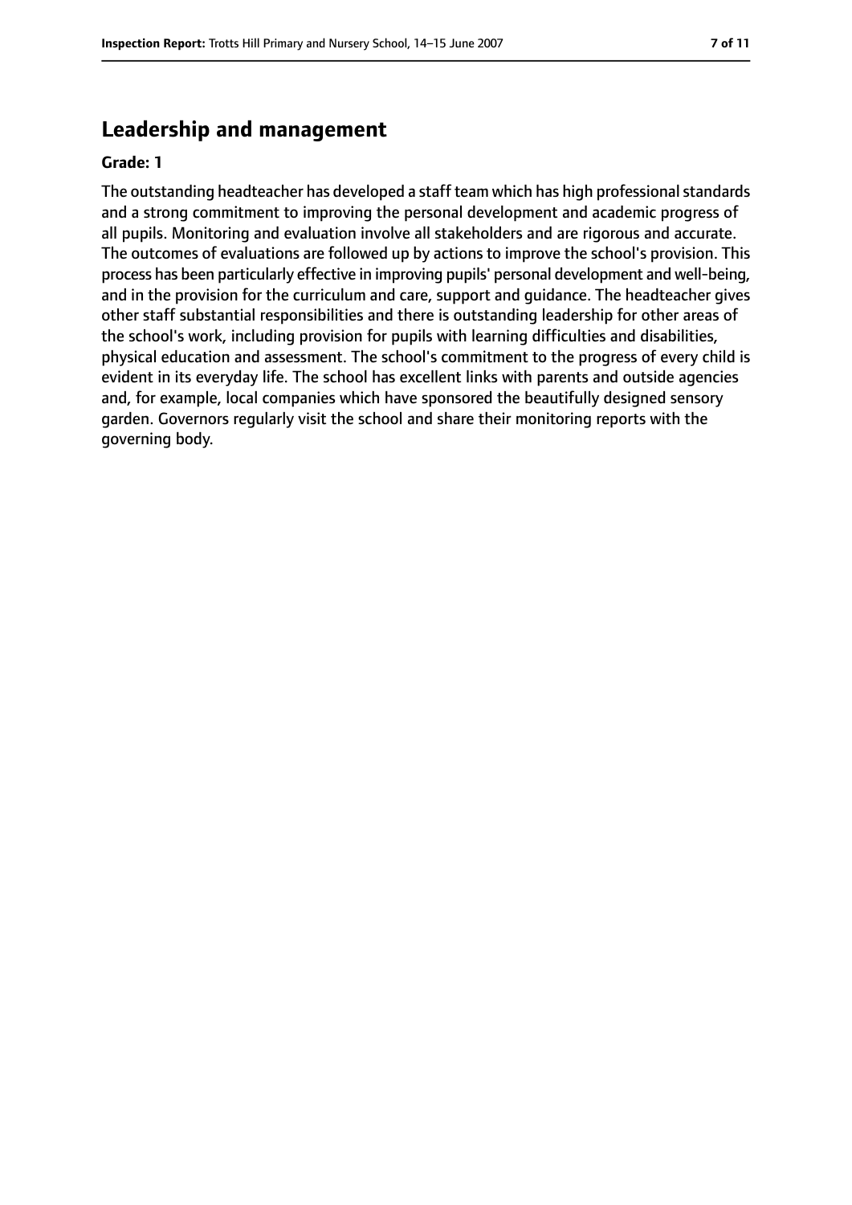## Leadership and management

**Grade: 1**

The outstanding headteacher has developed a staff team which has high professional standards and a strong commitment to improving the personal development and academic progress of all pupils. Monitoring and evaluation involve all stakeholders and are rigorous and accurate. The outcomes of evaluations are followed up by actions to improve the school's provision. This process has been particularly effective in improving pupils' personal development and well-being, and in the provision for the curriculum and care, support and guidance. The headteacher gives other staff substantial responsibilities and there is outstanding leadership for other areas of the school's work, including provision for pupils with learning difficulties and disabilities, physical education and assessment. The school's commitment to the progress of every child is evident in its everyday life. The school has excellent links with parents and outside agencies and, for example, local companies which have sponsored the beautifully designed sensory garden. Governors regularly visit the school and share their monitoring reports with the governing body.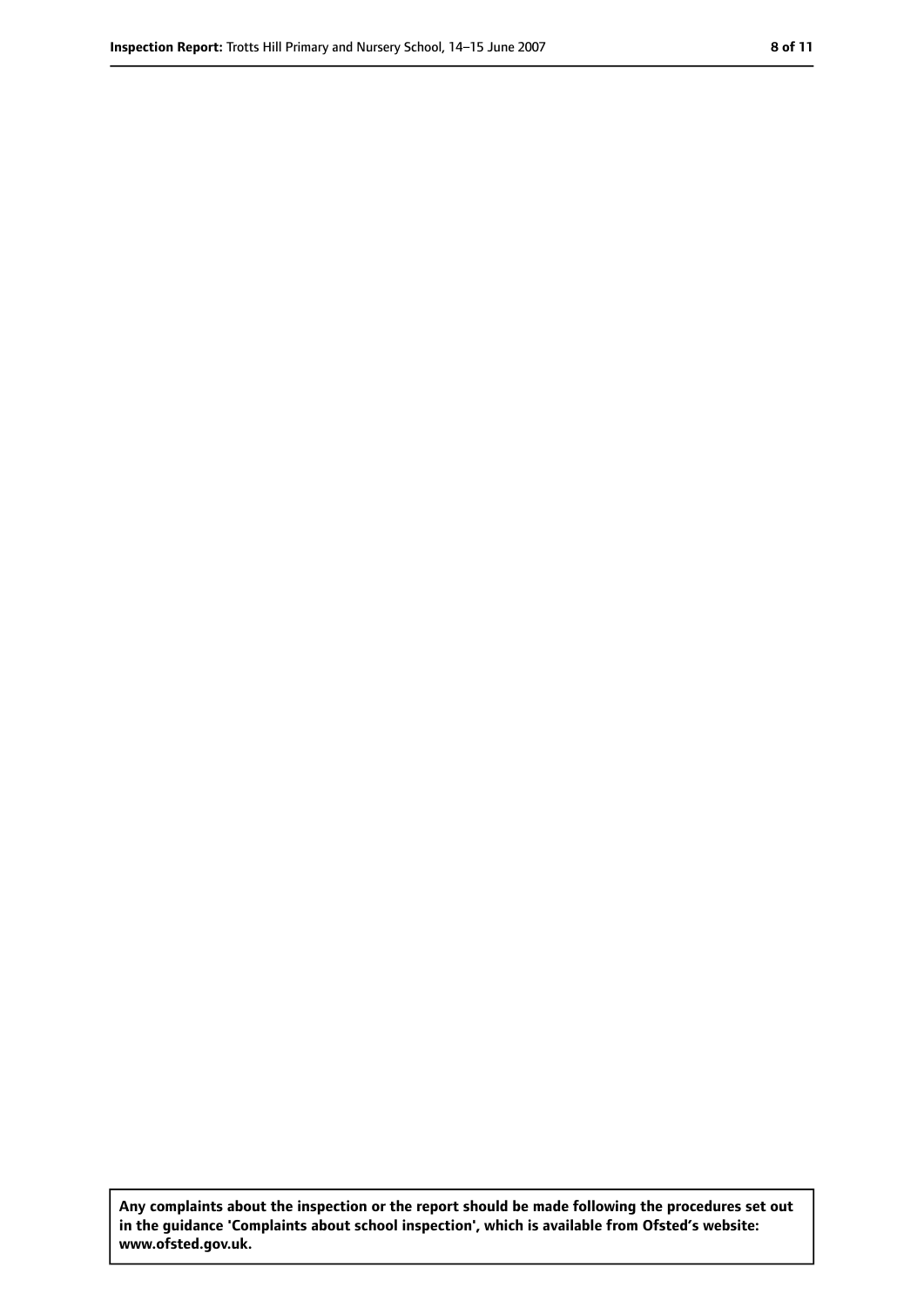**Any complaints about the inspection or the report should be made following the procedures set out in the guidance 'Complaints about school inspection', which is available from Ofsted's website: www.ofsted.gov.uk.**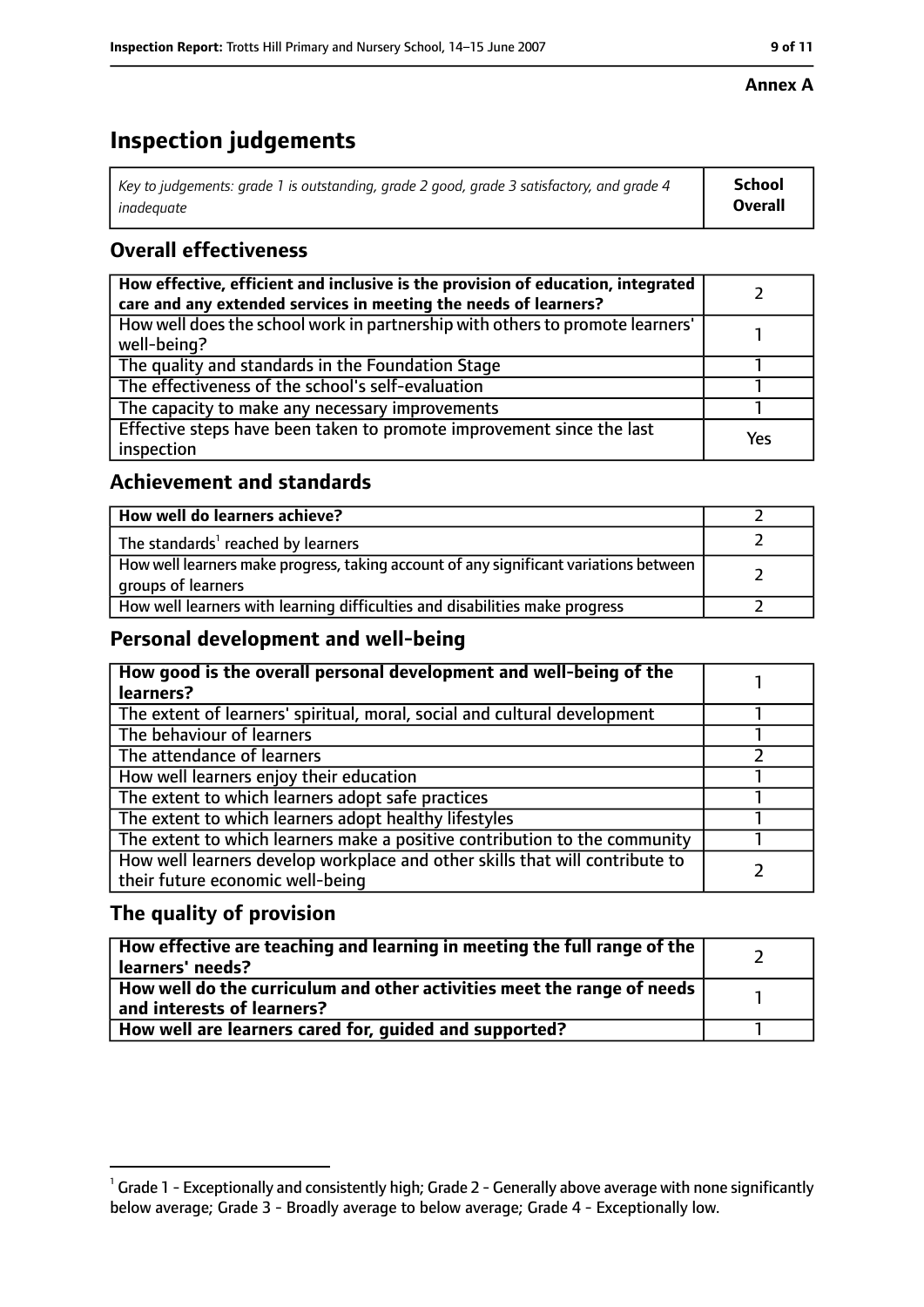**Annex A**

# Inspection judgements

| *Key to judgements: grade 1 is outstanding, grade 2 good, grade 3 satisfactory, and grade 4 inadequate* | **School Overall** |
|---|---|

## Overall effectiveness

| | |
|---|---|
| **How effective, efficient and inclusive is the provision of education, integrated care and any extended services in meeting the needs of learners?** | 2 |
| How well does the school work in partnership with others to promote learners' well-being? | 1 |
| The quality and standards in the Foundation Stage | 1 |
| The effectiveness of the school's self-evaluation | 1 |
| The capacity to make any necessary improvements | 1 |
| Effective steps have been taken to promote improvement since the last inspection | Yes |

## Achievement and standards

| | |
|---|---|
| **How well do learners achieve?** | 2 |
| The standards[1] reached by learners | 2 |
| How well learners make progress, taking account of any significant variations between groups of learners | 2 |
| How well learners with learning difficulties and disabilities make progress | 2 |

## Personal development and well-being

| | |
|---|---|
| **How good is the overall personal development and well-being of the learners?** | 1 |
| The extent of learners' spiritual, moral, social and cultural development | 1 |
| The behaviour of learners | 1 |
| The attendance of learners | 2 |
| How well learners enjoy their education | 1 |
| The extent to which learners adopt safe practices | 1 |
| The extent to which learners adopt healthy lifestyles | 1 |
| The extent to which learners make a positive contribution to the community | 1 |
| How well learners develop workplace and other skills that will contribute to their future economic well-being | 2 |

## The quality of provision

| | |
|---|---|
| **How effective are teaching and learning in meeting the full range of the learners' needs?** | 2 |
| **How well do the curriculum and other activities meet the range of needs and interests of learners?** | 1 |
| **How well are learners cared for, guided and supported?** | 1 |

[1] Grade 1 - Exceptionally and consistently high; Grade 2 - Generally above average with none significantly below average; Grade 3 - Broadly average to below average; Grade 4 - Exceptionally low.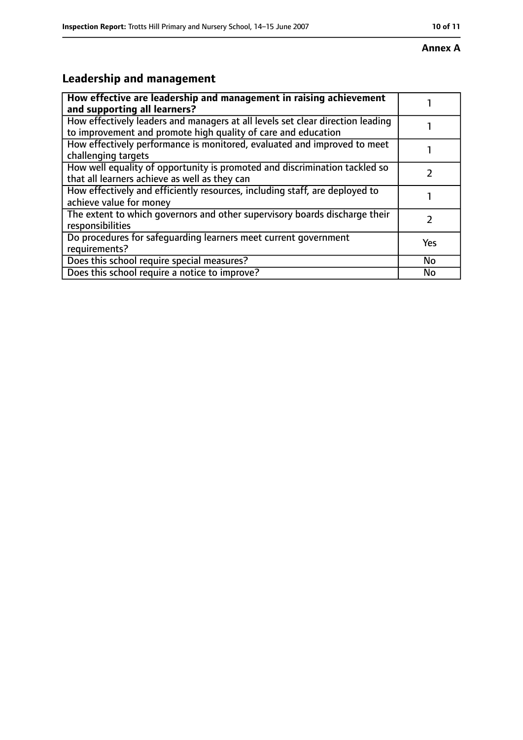**Annex A**

## Leadership and management

| **How effective are leadership and management in raising achievement and supporting all learners?** | 1 |
|---|---|
| How effectively leaders and managers at all levels set clear direction leading to improvement and promote high quality of care and education | 1 |
| How effectively performance is monitored, evaluated and improved to meet challenging targets | 1 |
| How well equality of opportunity is promoted and discrimination tackled so that all learners achieve as well as they can | 2 |
| How effectively and efficiently resources, including staff, are deployed to achieve value for money | 1 |
| The extent to which governors and other supervisory boards discharge their responsibilities | 2 |
| Do procedures for safeguarding learners meet current government requirements? | Yes |
| Does this school require special measures? | No |
| Does this school require a notice to improve? | No |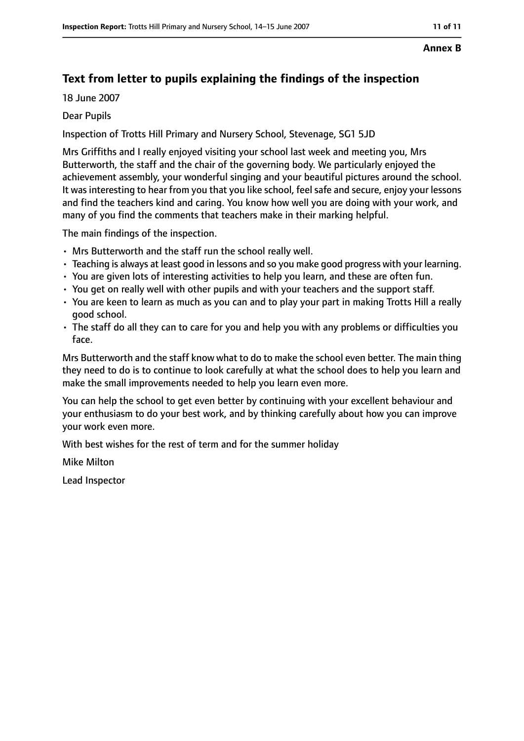**Annex B**

## Text from letter to pupils explaining the findings of the inspection

18 June 2007

Dear Pupils

Inspection of Trotts Hill Primary and Nursery School, Stevenage, SG1 5JD

Mrs Griffiths and I really enjoyed visiting your school last week and meeting you, Mrs Butterworth, the staff and the chair of the governing body. We particularly enjoyed the achievement assembly, your wonderful singing and your beautiful pictures around the school. It was interesting to hear from you that you like school, feel safe and secure, enjoy your lessons and find the teachers kind and caring. You know how well you are doing with your work, and many of you find the comments that teachers make in their marking helpful.

The main findings of the inspection.

- Mrs Butterworth and the staff run the school really well.
- Teaching is always at least good in lessons and so you make good progress with your learning.
- You are given lots of interesting activities to help you learn, and these are often fun.
- You get on really well with other pupils and with your teachers and the support staff.
- You are keen to learn as much as you can and to play your part in making Trotts Hill a really good school.
- The staff do all they can to care for you and help you with any problems or difficulties you face.

Mrs Butterworth and the staff know what to do to make the school even better. The main thing they need to do is to continue to look carefully at what the school does to help you learn and make the small improvements needed to help you learn even more.

You can help the school to get even better by continuing with your excellent behaviour and your enthusiasm to do your best work, and by thinking carefully about how you can improve your work even more.

With best wishes for the rest of term and for the summer holiday

Mike Milton

Lead Inspector